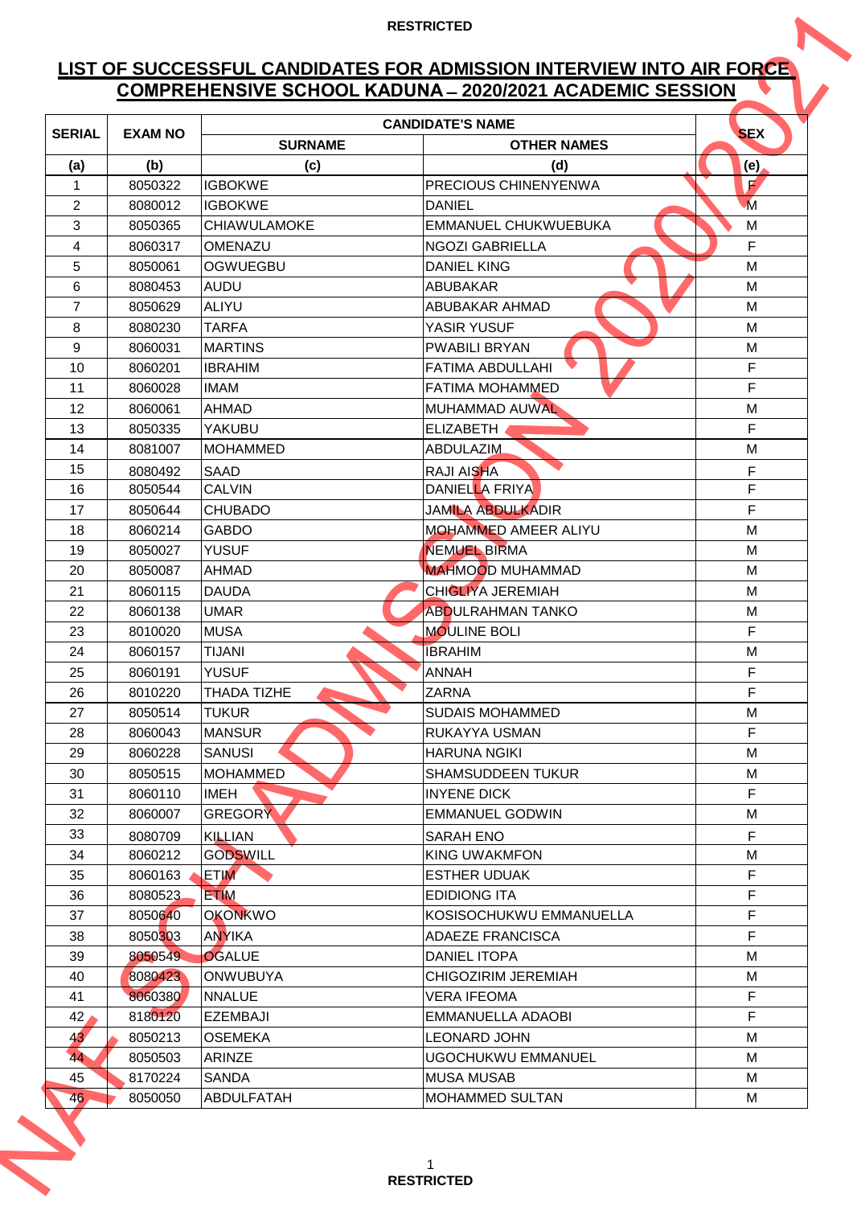RESTRICTED

## LIST OF SUCCESSFUL CANDIDATES FOR ADMISSION INTERVIEW INTO AIR FORCE COMPREHENSIVE SCHOOL KADUNA – 2020/2021 ACADEMIC SESSION

| SERIAL | EXAM NO | CANDIDATE'S NAME | | SEX |
|---|---|---|---|---|
| | | SURNAME | OTHER NAMES | |
| (a) | (b) | (c) | (d) | (e) |
| 1 | 8050322 | IGBOKWE | PRECIOUS CHINENYENWA | F |
| 2 | 8080012 | IGBOKWE | DANIEL | M |
| 3 | 8050365 | CHIAWULAMOKE | EMMANUEL CHUKWUEBUKA | M |
| 4 | 8060317 | OMENAZU | NGOZI GABRIELLA | F |
| 5 | 8050061 | OGWUEGBU | DANIEL KING | M |
| 6 | 8080453 | AUDU | ABUBAKAR | M |
| 7 | 8050629 | ALIYU | ABUBAKAR AHMAD | M |
| 8 | 8080230 | TARFA | YASIR YUSUF | M |
| 9 | 8060031 | MARTINS | PWABILI BRYAN | M |
| 10 | 8060201 | IBRAHIM | FATIMA ABDULLAHI | F |
| 11 | 8060028 | IMAM | FATIMA MOHAMMED | F |
| 12 | 8060061 | AHMAD | MUHAMMAD AUWAL | M |
| 13 | 8050335 | YAKUBU | ELIZABETH | F |
| 14 | 8081007 | MOHAMMED | ABDULAZIM | M |
| 15 | 8080492 | SAAD | RAJI AISHA | F |
| 16 | 8050544 | CALVIN | DANIELLA FRIYA | F |
| 17 | 8050644 | CHUBADO | JAMILA ABDULKADIR | F |
| 18 | 8060214 | GABDO | MOHAMMED AMEER ALIYU | M |
| 19 | 8050027 | YUSUF | NEMUEL BIRMA | M |
| 20 | 8050087 | AHMAD | MAHMOOD MUHAMMAD | M |
| 21 | 8060115 | DAUDA | CHIGLIYA JEREMIAH | M |
| 22 | 8060138 | UMAR | ABDULRAHMAN TANKO | M |
| 23 | 8010020 | MUSA | MOULINE BOLI | F |
| 24 | 8060157 | TIJANI | IBRAHIM | M |
| 25 | 8060191 | YUSUF | ANNAH | F |
| 26 | 8010220 | THADA TIZHE | ZARNA | F |
| 27 | 8050514 | TUKUR | SUDAIS MOHAMMED | M |
| 28 | 8060043 | MANSUR | RUKAYYA USMAN | F |
| 29 | 8060228 | SANUSI | HARUNA NGIKI | M |
| 30 | 8050515 | MOHAMMED | SHAMSUDDEEN TUKUR | M |
| 31 | 8060110 | IMEH | INYENE DICK | F |
| 32 | 8060007 | GREGORY | EMMANUEL GODWIN | M |
| 33 | 8080709 | KILLIAN | SARAH ENO | F |
| 34 | 8060212 | GODSWILL | KING UWAKMFON | M |
| 35 | 8060163 | ETIM | ESTHER UDUAK | F |
| 36 | 8080523 | ETIM | EDIDIONG ITA | F |
| 37 | 8050640 | OKONKWO | KOSISOCHUKWU EMMANUELLA | F |
| 38 | 8050303 | ANYIKA | ADAEZE FRANCISCA | F |
| 39 | 8050549 | OGALUE | DANIEL ITOPA | M |
| 40 | 8080423 | ONWUBUYA | CHIGOZIRIM JEREMIAH | M |
| 41 | 8060380 | NNALUE | VERA IFEOMA | F |
| 42 | 8180120 | EZEMBAJI | EMMANUELLA ADAOBI | F |
| 43 | 8050213 | OSEMEKA | LEONARD JOHN | M |
| 44 | 8050503 | ARINZE | UGOCHUKWU EMMANUEL | M |
| 45 | 8170224 | SANDA | MUSA MUSAB | M |
| 46 | 8050050 | ABDULFATAH | MOHAMMED SULTAN | M |

RESTRICTED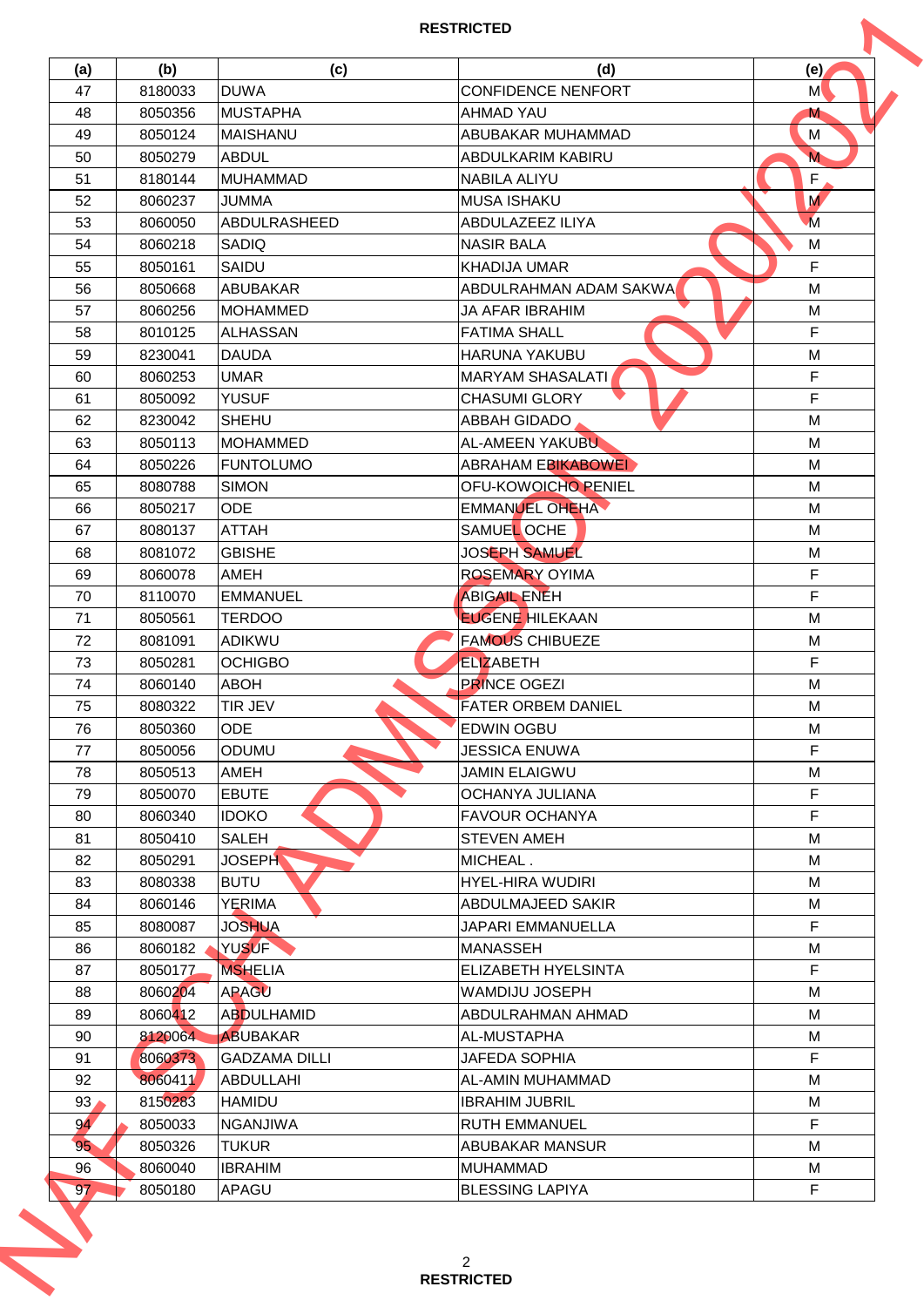| (a) | (b) | (c) | (d) | (e) |
|---|---|---|---|---|
| 47 | 8180033 | DUWA | CONFIDENCE NENFORT | M |
| 48 | 8050356 | MUSTAPHA | AHMAD YAU | M |
| 49 | 8050124 | MAISHANU | ABUBAKAR MUHAMMAD | M |
| 50 | 8050279 | ABDUL | ABDULKARIM KABIRU | M |
| 51 | 8180144 | MUHAMMAD | NABILA ALIYU | F |
| 52 | 8060237 | JUMMA | MUSA ISHAKU | M |
| 53 | 8060050 | ABDULRASHEED | ABDULAZEEZ ILIYA | M |
| 54 | 8060218 | SADIQ | NASIR BALA | M |
| 55 | 8050161 | SAIDU | KHADIJA UMAR | F |
| 56 | 8050668 | ABUBAKAR | ABDULRAHMAN ADAM SAKWA | M |
| 57 | 8060256 | MOHAMMED | JA AFAR IBRAHIM | M |
| 58 | 8010125 | ALHASSAN | FATIMA SHALL | F |
| 59 | 8230041 | DAUDA | HARUNA YAKUBU | M |
| 60 | 8060253 | UMAR | MARYAM SHASALATI | F |
| 61 | 8050092 | YUSUF | CHASUMI GLORY | F |
| 62 | 8230042 | SHEHU | ABBAH GIDADO | M |
| 63 | 8050113 | MOHAMMED | AL-AMEEN YAKUBU | M |
| 64 | 8050226 | FUNTOLUMO | ABRAHAM EBIKABOWEI | M |
| 65 | 8080788 | SIMON | OFU-KOWOICHO PENIEL | M |
| 66 | 8050217 | ODE | EMMANUEL OHEHA | M |
| 67 | 8080137 | ATTAH | SAMUEL OCHE | M |
| 68 | 8081072 | GBISHE | JOSEPH SAMUEL | M |
| 69 | 8060078 | AMEH | ROSEMARY OYIMA | F |
| 70 | 8110070 | EMMANUEL | ABIGAIL ENEH | F |
| 71 | 8050561 | TERDOO | EUGENE HILEKAAN | M |
| 72 | 8081091 | ADIKWU | FAMOUS CHIBUEZE | M |
| 73 | 8050281 | OCHIGBO | ELIZABETH | F |
| 74 | 8060140 | ABOH | PRINCE OGEZI | M |
| 75 | 8080322 | TIR JEV | FATER ORBEM DANIEL | M |
| 76 | 8050360 | ODE | EDWIN OGBU | M |
| 77 | 8050056 | ODUMU | JESSICA ENUWA | F |
| 78 | 8050513 | AMEH | JAMIN ELAIGWU | M |
| 79 | 8050070 | EBUTE | OCHANYA JULIANA | F |
| 80 | 8060340 | IDOKO | FAVOUR OCHANYA | F |
| 81 | 8050410 | SALEH | STEVEN AMEH | M |
| 82 | 8050291 | JOSEPH | MICHEAL . | M |
| 83 | 8080338 | BUTU | HYEL-HIRA WUDIRI | M |
| 84 | 8060146 | YERIMA | ABDULMAJEED SAKIR | M |
| 85 | 8080087 | JOSHUA | JAPARI EMMANUELLA | F |
| 86 | 8060182 | YUSUF | MANASSEH | M |
| 87 | 8050177 | MSHELIA | ELIZABETH HYELSINTA | F |
| 88 | 8060204 | APAGU | WAMDIJU JOSEPH | M |
| 89 | 8060412 | ABDULHAMID | ABDULRAHMAN AHMAD | M |
| 90 | 8120064 | ABUBAKAR | AL-MUSTAPHA | M |
| 91 | 8060373 | GADZAMA DILLI | JAFEDA SOPHIA | F |
| 92 | 8060411 | ABDULLAHI | AL-AMIN MUHAMMAD | M |
| 93 | 8150283 | HAMIDU | IBRAHIM JUBRIL | M |
| 94 | 8050033 | NGANJIWA | RUTH EMMANUEL | F |
| 95 | 8050326 | TUKUR | ABUBAKAR MANSUR | M |
| 96 | 8060040 | IBRAHIM | MUHAMMAD | M |
| 97 | 8050180 | APAGU | BLESSING LAPIYA | F |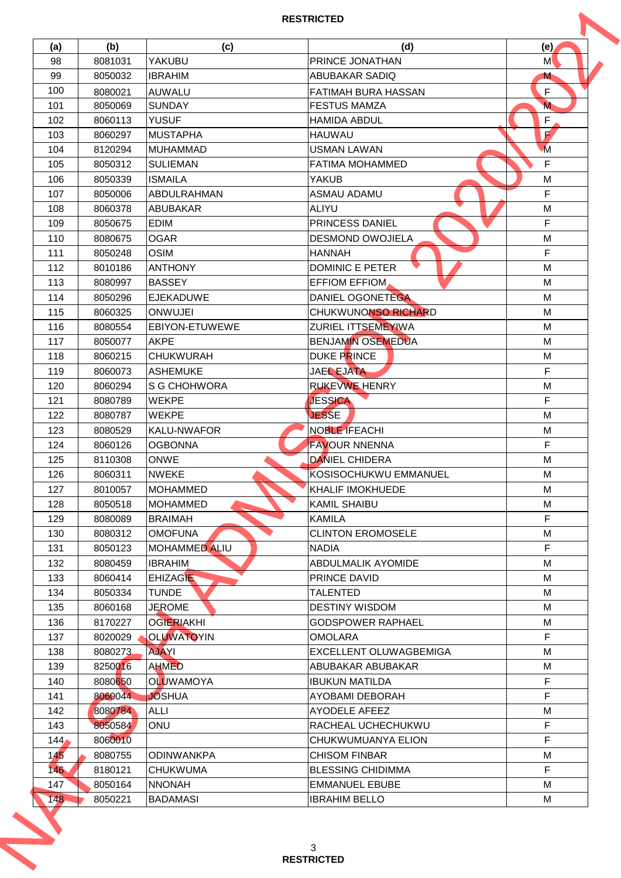RESTRICTED

| (a) | (b) | (c) | (d) | (e) |
|---|---|---|---|---|
| 98 | 8081031 | YAKUBU | PRINCE JONATHAN | M |
| 99 | 8050032 | IBRAHIM | ABUBAKAR SADIQ | M |
| 100 | 8080021 | AUWALU | FATIMAH BURA HASSAN | F |
| 101 | 8050069 | SUNDAY | FESTUS MAMZA | M |
| 102 | 8060113 | YUSUF | HAMIDA ABDUL | F |
| 103 | 8060297 | MUSTAPHA | HAUWAU | F |
| 104 | 8120294 | MUHAMMAD | USMAN LAWAN | M |
| 105 | 8050312 | SULIEMAN | FATIMA MOHAMMED | F |
| 106 | 8050339 | ISMAILA | YAKUB | M |
| 107 | 8050006 | ABDULRAHMAN | ASMAU ADAMU | F |
| 108 | 8060378 | ABUBAKAR | ALIYU | M |
| 109 | 8050675 | EDIM | PRINCESS DANIEL | F |
| 110 | 8080675 | OGAR | DESMOND OWOJIELA | M |
| 111 | 8050248 | OSIM | HANNAH | F |
| 112 | 8010186 | ANTHONY | DOMINIC E PETER | M |
| 113 | 8080997 | BASSEY | EFFIOM EFFIOM | M |
| 114 | 8050296 | EJEKADUWE | DANIEL OGONETEGA | M |
| 115 | 8060325 | ONWUJEI | CHUKWUNONSO RICHARD | M |
| 116 | 8080554 | EBIYON-ETUWEWE | ZURIEL ITTSEMEYIWA | M |
| 117 | 8050077 | AKPE | BENJAMIN OSEMEDUA | M |
| 118 | 8060215 | CHUKWURAH | DUKE PRINCE | M |
| 119 | 8060073 | ASHEMUKE | JAEL EJATA | F |
| 120 | 8060294 | S G CHOHWORA | RUKEVWE HENRY | M |
| 121 | 8080789 | WEKPE | JESSICA | F |
| 122 | 8080787 | WEKPE | JESSE | M |
| 123 | 8080529 | KALU-NWAFOR | NOBLE IFEACHI | M |
| 124 | 8060126 | OGBONNA | FAVOUR NNENNA | F |
| 125 | 8110308 | ONWE | DANIEL CHIDERA | M |
| 126 | 8060311 | NWEKE | KOSISOCHUKWU EMMANUEL | M |
| 127 | 8010057 | MOHAMMED | KHALIF IMOKHUEDE | M |
| 128 | 8050518 | MOHAMMED | KAMIL SHAIBU | M |
| 129 | 8080089 | BRAIMAH | KAMILA | F |
| 130 | 8080312 | OMOFUNA | CLINTON EROMOSELE | M |
| 131 | 8050123 | MOHAMMED ALIU | NADIA | F |
| 132 | 8080459 | IBRAHIM | ABDULMALIK AYOMIDE | M |
| 133 | 8060414 | EHIZAGIE | PRINCE DAVID | M |
| 134 | 8050334 | TUNDE | TALENTED | M |
| 135 | 8060168 | JEROME | DESTINY WISDOM | M |
| 136 | 8170227 | OGIERIAKHI | GODSPOWER RAPHAEL | M |
| 137 | 8020029 | OLUWATOYIN | OMOLARA | F |
| 138 | 8080273 | AJAYI | EXCELLENT OLUWAGBEMIGA | M |
| 139 | 8250016 | AHMED | ABUBAKAR ABUBAKAR | M |
| 140 | 8080650 | OLUWAMOYA | IBUKUN MATILDA | F |
| 141 | 8060044 | JOSHUA | AYOBAMI DEBORAH | F |
| 142 | 8080784 | ALLI | AYODELE AFEEZ | M |
| 143 | 8050584 | ONU | RACHEAL UCHECHUKWU | F |
| 144 | 8060010 | | CHUKWUMUANYA ELION | F |
| 145 | 8080755 | ODINWANKPA | CHISOM FINBAR | M |
| 146 | 8180121 | CHUKWUMA | BLESSING CHIDIMMA | F |
| 147 | 8050164 | NNONAH | EMMANUEL EBUBE | M |
| 148 | 8050221 | BADAMASI | IBRAHIM BELLO | M |

RESTRICTED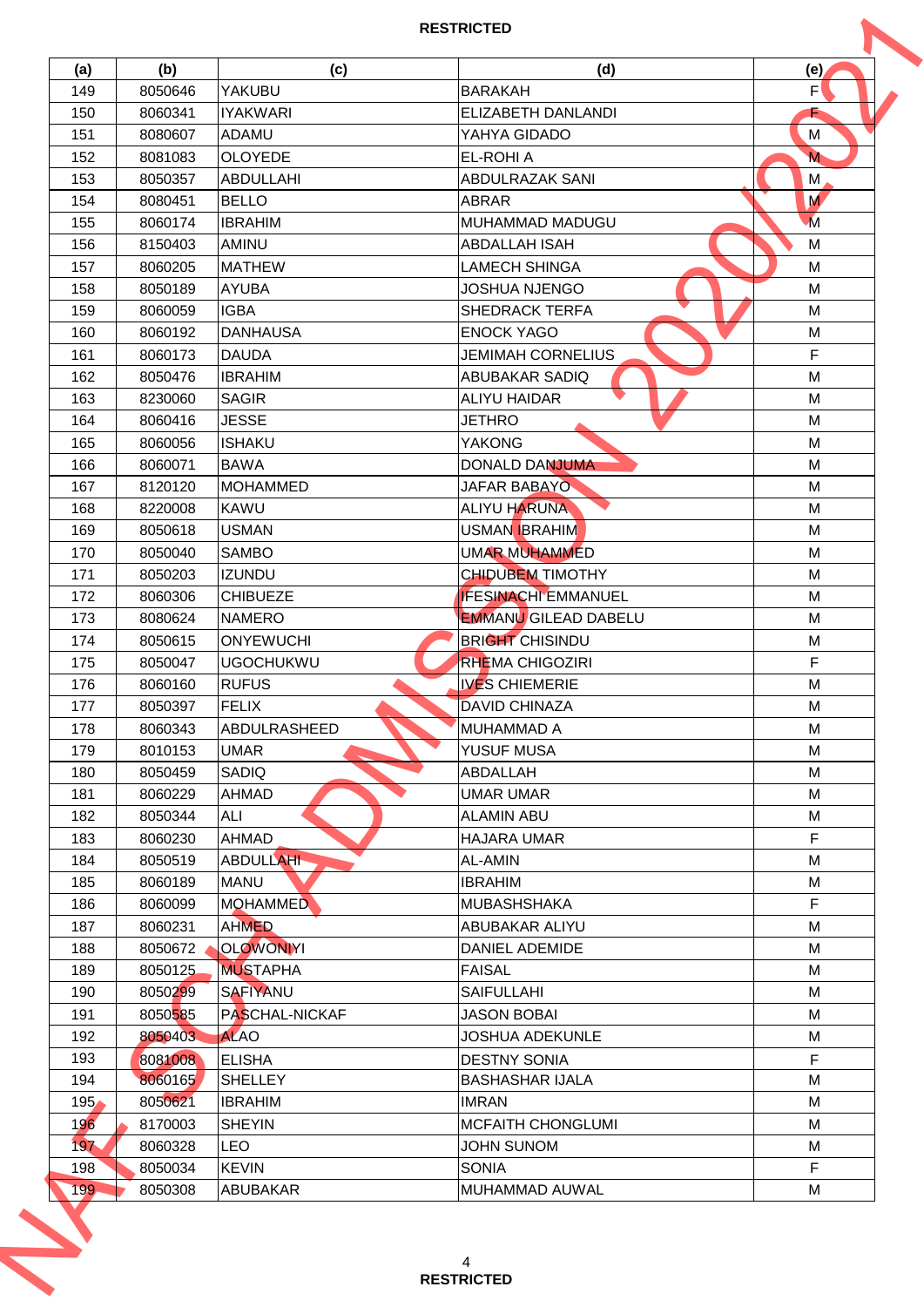| (a) | (b) | (c) | (d) | (e) |
|---|---|---|---|---|
| 149 | 8050646 | YAKUBU | BARAKAH | F |
| 150 | 8060341 | IYAKWARI | ELIZABETH DANLANDI | F |
| 151 | 8080607 | ADAMU | YAHYA GIDADO | M |
| 152 | 8081083 | OLOYEDE | EL-ROHI A | M |
| 153 | 8050357 | ABDULLAHI | ABDULRAZAK SANI | M |
| 154 | 8080451 | BELLO | ABRAR | M |
| 155 | 8060174 | IBRAHIM | MUHAMMAD MADUGU | M |
| 156 | 8150403 | AMINU | ABDALLAH ISAH | M |
| 157 | 8060205 | MATHEW | LAMECH SHINGA | M |
| 158 | 8050189 | AYUBA | JOSHUA NJENGO | M |
| 159 | 8060059 | IGBA | SHEDRACK TERFA | M |
| 160 | 8060192 | DANHAUSA | ENOCK YAGO | M |
| 161 | 8060173 | DAUDA | JEMIMAH CORNELIUS | F |
| 162 | 8050476 | IBRAHIM | ABUBAKAR SADIQ | M |
| 163 | 8230060 | SAGIR | ALIYU HAIDAR | M |
| 164 | 8060416 | JESSE | JETHRO | M |
| 165 | 8060056 | ISHAKU | YAKONG | M |
| 166 | 8060071 | BAWA | DONALD DANJUMA | M |
| 167 | 8120120 | MOHAMMED | JAFAR BABAYO | M |
| 168 | 8220008 | KAWU | ALIYU HARUNA | M |
| 169 | 8050618 | USMAN | USMAN IBRAHIM | M |
| 170 | 8050040 | SAMBO | UMAR MUHAMMED | M |
| 171 | 8050203 | IZUNDU | CHIDUBEM TIMOTHY | M |
| 172 | 8060306 | CHIBUEZE | IFESINACHI EMMANUEL | M |
| 173 | 8080624 | NAMERO | EMMANU GILEAD DABELU | M |
| 174 | 8050615 | ONYEWUCHI | BRIGHT CHISINDU | M |
| 175 | 8050047 | UGOCHUKWU | RHEMA CHIGOZIRI | F |
| 176 | 8060160 | RUFUS | IVES CHIEMERIE | M |
| 177 | 8050397 | FELIX | DAVID CHINAZA | M |
| 178 | 8060343 | ABDULRASHEED | MUHAMMAD A | M |
| 179 | 8010153 | UMAR | YUSUF MUSA | M |
| 180 | 8050459 | SADIQ | ABDALLAH | M |
| 181 | 8060229 | AHMAD | UMAR UMAR | M |
| 182 | 8050344 | ALI | ALAMIN ABU | M |
| 183 | 8060230 | AHMAD | HAJARA UMAR | F |
| 184 | 8050519 | ABDULLAHI | AL-AMIN | M |
| 185 | 8060189 | MANU | IBRAHIM | M |
| 186 | 8060099 | MOHAMMED | MUBASHSHAKA | F |
| 187 | 8060231 | AHMED | ABUBAKAR ALIYU | M |
| 188 | 8050672 | OLOWONIYI | DANIEL ADEMIDE | M |
| 189 | 8050125 | MUSTAPHA | FAISAL | M |
| 190 | 8050299 | SAFIYANU | SAIFULLAHI | M |
| 191 | 8050585 | PASCHAL-NICKAF | JASON BOBAI | M |
| 192 | 8050403 | ALAO | JOSHUA ADEKUNLE | M |
| 193 | 8081008 | ELISHA | DESTNY SONIA | F |
| 194 | 8060165 | SHELLEY | BASHASHAR IJALA | M |
| 195 | 8050621 | IBRAHIM | IMRAN | M |
| 196 | 8170003 | SHEYIN | MCFAITH CHONGLUMI | M |
| 197 | 8060328 | LEO | JOHN SUNOM | M |
| 198 | 8050034 | KEVIN | SONIA | F |
| 199 | 8050308 | ABUBAKAR | MUHAMMAD AUWAL | M |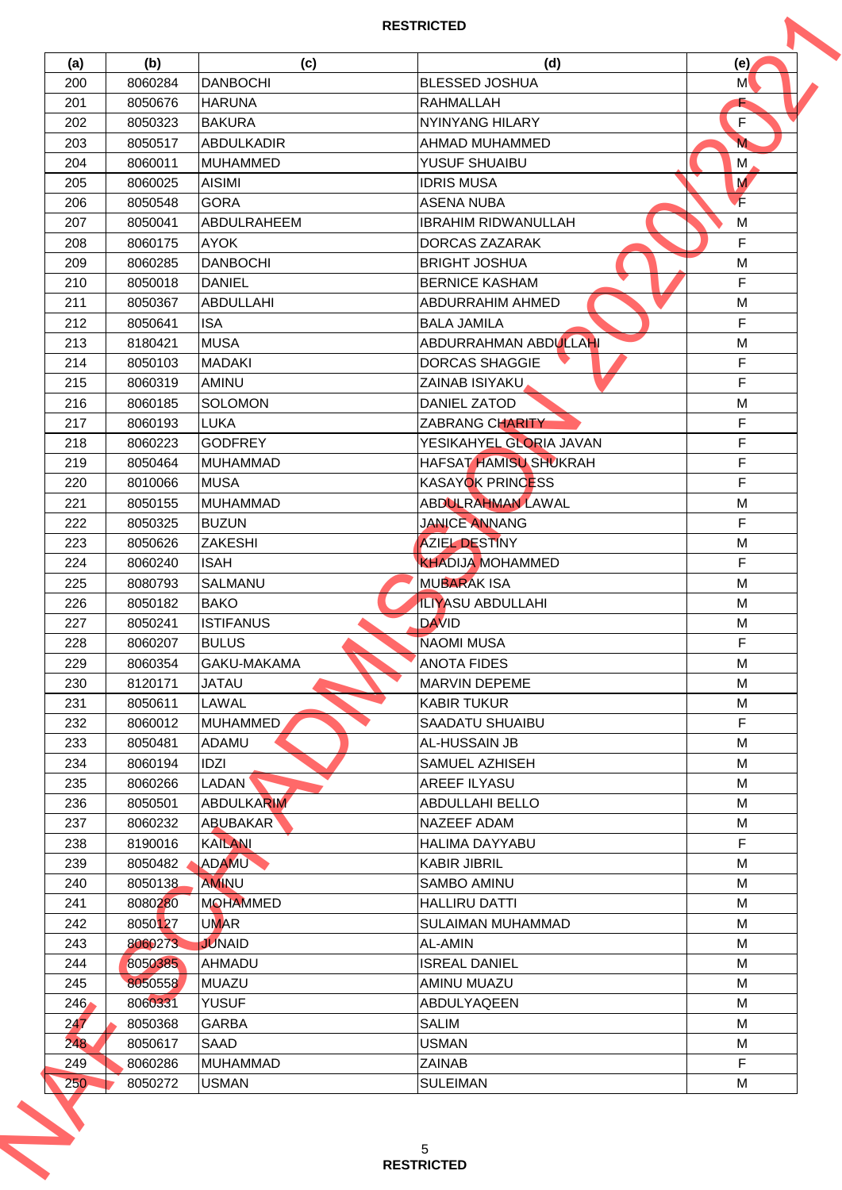RESTRICTED

| (a) | (b) | (c) | (d) | (e) |
|---|---|---|---|---|
| 200 | 8060284 | DANBOCHI | BLESSED JOSHUA | M |
| 201 | 8050676 | HARUNA | RAHMALLAH | F |
| 202 | 8050323 | BAKURA | NYINYANG HILARY | F |
| 203 | 8050517 | ABDULKADIR | AHMAD MUHAMMED | M |
| 204 | 8060011 | MUHAMMED | YUSUF SHUAIBU | M |
| 205 | 8060025 | AISIMI | IDRIS MUSA | M |
| 206 | 8050548 | GORA | ASENA NUBA | F |
| 207 | 8050041 | ABDULRAHEEM | IBRAHIM RIDWANULLAH | M |
| 208 | 8060175 | AYOK | DORCAS ZAZARAK | F |
| 209 | 8060285 | DANBOCHI | BRIGHT JOSHUA | M |
| 210 | 8050018 | DANIEL | BERNICE KASHAM | F |
| 211 | 8050367 | ABDULLAHI | ABDURRAHIM AHMED | M |
| 212 | 8050641 | ISA | BALA JAMILA | F |
| 213 | 8180421 | MUSA | ABDURRAHMAN ABDULLAHI | M |
| 214 | 8050103 | MADAKI | DORCAS SHAGGIE | F |
| 215 | 8060319 | AMINU | ZAINAB ISIYAKU | F |
| 216 | 8060185 | SOLOMON | DANIEL ZATOD | M |
| 217 | 8060193 | LUKA | ZABRANG CHARITY | F |
| 218 | 8060223 | GODFREY | YESIKAHYEL GLORIA JAVAN | F |
| 219 | 8050464 | MUHAMMAD | HAFSAT HAMISU SHUKRAH | F |
| 220 | 8010066 | MUSA | KASAYOK PRINCESS | F |
| 221 | 8050155 | MUHAMMAD | ABDULRAHMAN LAWAL | M |
| 222 | 8050325 | BUZUN | JANICE ANNANG | F |
| 223 | 8050626 | ZAKESHI | AZIEL DESTINY | M |
| 224 | 8060240 | ISAH | KHADIJA MOHAMMED | F |
| 225 | 8080793 | SALMANU | MUBARAK ISA | M |
| 226 | 8050182 | BAKO | ILIYASU ABDULLAHI | M |
| 227 | 8050241 | ISTIFANUS | DAVID | M |
| 228 | 8060207 | BULUS | NAOMI MUSA | F |
| 229 | 8060354 | GAKU-MAKAMA | ANOTA FIDES | M |
| 230 | 8120171 | JATAU | MARVIN DEPEME | M |
| 231 | 8050611 | LAWAL | KABIR TUKUR | M |
| 232 | 8060012 | MUHAMMED | SAADATU SHUAIBU | F |
| 233 | 8050481 | ADAMU | AL-HUSSAIN JB | M |
| 234 | 8060194 | IDZI | SAMUEL AZHISEH | M |
| 235 | 8060266 | LADAN | AREEF ILYASU | M |
| 236 | 8050501 | ABDULKARIM | ABDULLAHI BELLO | M |
| 237 | 8060232 | ABUBAKAR | NAZEEF ADAM | M |
| 238 | 8190016 | KAILANI | HALIMA DAYYABU | F |
| 239 | 8050482 | ADAMU | KABIR JIBRIL | M |
| 240 | 8050138 | AMINU | SAMBO AMINU | M |
| 241 | 8080280 | MOHAMMED | HALLIRU DATTI | M |
| 242 | 8050127 | UMAR | SULAIMAN MUHAMMAD | M |
| 243 | 8060273 | JUNAID | AL-AMIN | M |
| 244 | 8050385 | AHMADU | ISREAL DANIEL | M |
| 245 | 8050558 | MUAZU | AMINU MUAZU | M |
| 246 | 8060331 | YUSUF | ABDULYAQEEN | M |
| 247 | 8050368 | GARBA | SALIM | M |
| 248 | 8050617 | SAAD | USMAN | M |
| 249 | 8060286 | MUHAMMAD | ZAINAB | F |
| 250 | 8050272 | USMAN | SULEIMAN | M |

RESTRICTED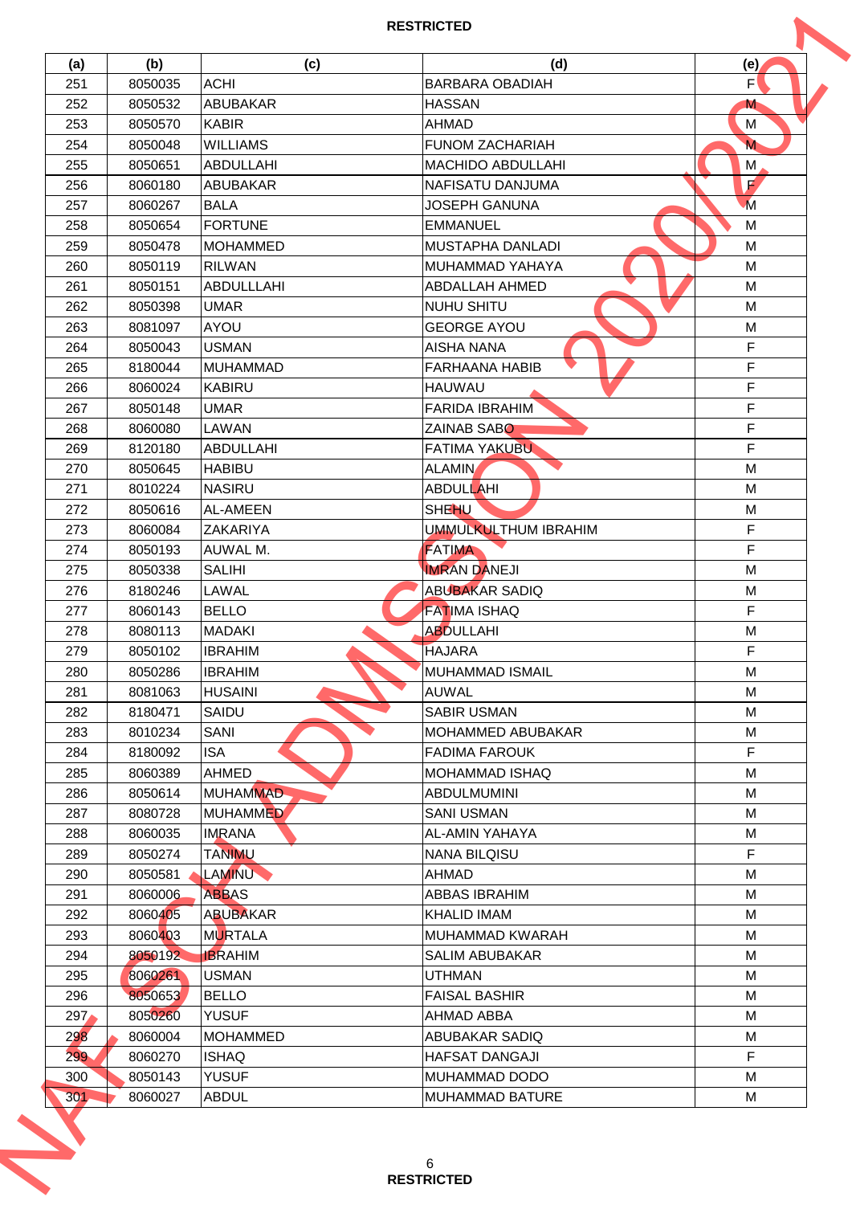**RESTRICTED**

| (a) | (b) | (c) | (d) | (e) |
|---|---|---|---|---|
| 251 | 8050035 | ACHI | BARBARA OBADIAH | F |
| 252 | 8050532 | ABUBAKAR | HASSAN | M |
| 253 | 8050570 | KABIR | AHMAD | M |
| 254 | 8050048 | WILLIAMS | FUNOM ZACHARIAH | M |
| 255 | 8050651 | ABDULLAHI | MACHIDO ABDULLAHI | M |
| 256 | 8060180 | ABUBAKAR | NAFISATU DANJUMA | F |
| 257 | 8060267 | BALA | JOSEPH GANUNA | M |
| 258 | 8050654 | FORTUNE | EMMANUEL | M |
| 259 | 8050478 | MOHAMMED | MUSTAPHA DANLADI | M |
| 260 | 8050119 | RILWAN | MUHAMMAD YAHAYA | M |
| 261 | 8050151 | ABDULLLAHI | ABDALLAH AHMED | M |
| 262 | 8050398 | UMAR | NUHU SHITU | M |
| 263 | 8081097 | AYOU | GEORGE AYOU | M |
| 264 | 8050043 | USMAN | AISHA NANA | F |
| 265 | 8180044 | MUHAMMAD | FARHAANA HABIB | F |
| 266 | 8060024 | KABIRU | HAUWAU | F |
| 267 | 8050148 | UMAR | FARIDA IBRAHIM | F |
| 268 | 8060080 | LAWAN | ZAINAB SABO | F |
| 269 | 8120180 | ABDULLAHI | FATIMA YAKUBU | F |
| 270 | 8050645 | HABIBU | ALAMIN | M |
| 271 | 8010224 | NASIRU | ABDULLAHI | M |
| 272 | 8050616 | AL-AMEEN | SHEHU | M |
| 273 | 8060084 | ZAKARIYA | UMMULKULTHUM IBRAHIM | F |
| 274 | 8050193 | AUWAL M. | FATIMA | F |
| 275 | 8050338 | SALIHI | IMRAN DANEJI | M |
| 276 | 8180246 | LAWAL | ABUBAKAR SADIQ | M |
| 277 | 8060143 | BELLO | FATIMA ISHAQ | F |
| 278 | 8080113 | MADAKI | ABDULLAHI | M |
| 279 | 8050102 | IBRAHIM | HAJARA | F |
| 280 | 8050286 | IBRAHIM | MUHAMMAD ISMAIL | M |
| 281 | 8081063 | HUSAINI | AUWAL | M |
| 282 | 8180471 | SAIDU | SABIR USMAN | M |
| 283 | 8010234 | SANI | MOHAMMED ABUBAKAR | M |
| 284 | 8180092 | ISA | FADIMA FAROUK | F |
| 285 | 8060389 | AHMED | MOHAMMAD ISHAQ | M |
| 286 | 8050614 | MUHAMMAD | ABDULMUMINI | M |
| 287 | 8080728 | MUHAMMED | SANI USMAN | M |
| 288 | 8060035 | IMRANA | AL-AMIN YAHAYA | M |
| 289 | 8050274 | TANIMU | NANA BILQISU | F |
| 290 | 8050581 | LAMINU | AHMAD | M |
| 291 | 8060006 | ABBAS | ABBAS IBRAHIM | M |
| 292 | 8060405 | ABUBAKAR | KHALID IMAM | M |
| 293 | 8060403 | MURTALA | MUHAMMAD KWARAH | M |
| 294 | 8050192 | IBRAHIM | SALIM ABUBAKAR | M |
| 295 | 8060261 | USMAN | UTHMAN | M |
| 296 | 8050653 | BELLO | FAISAL BASHIR | M |
| 297 | 8050260 | YUSUF | AHMAD ABBA | M |
| 298 | 8060004 | MOHAMMED | ABUBAKAR SADIQ | M |
| 299 | 8060270 | ISHAQ | HAFSAT DANGAJI | F |
| 300 | 8050143 | YUSUF | MUHAMMAD DODO | M |
| 301 | 8060027 | ABDUL | MUHAMMAD BATURE | M |

**RESTRICTED**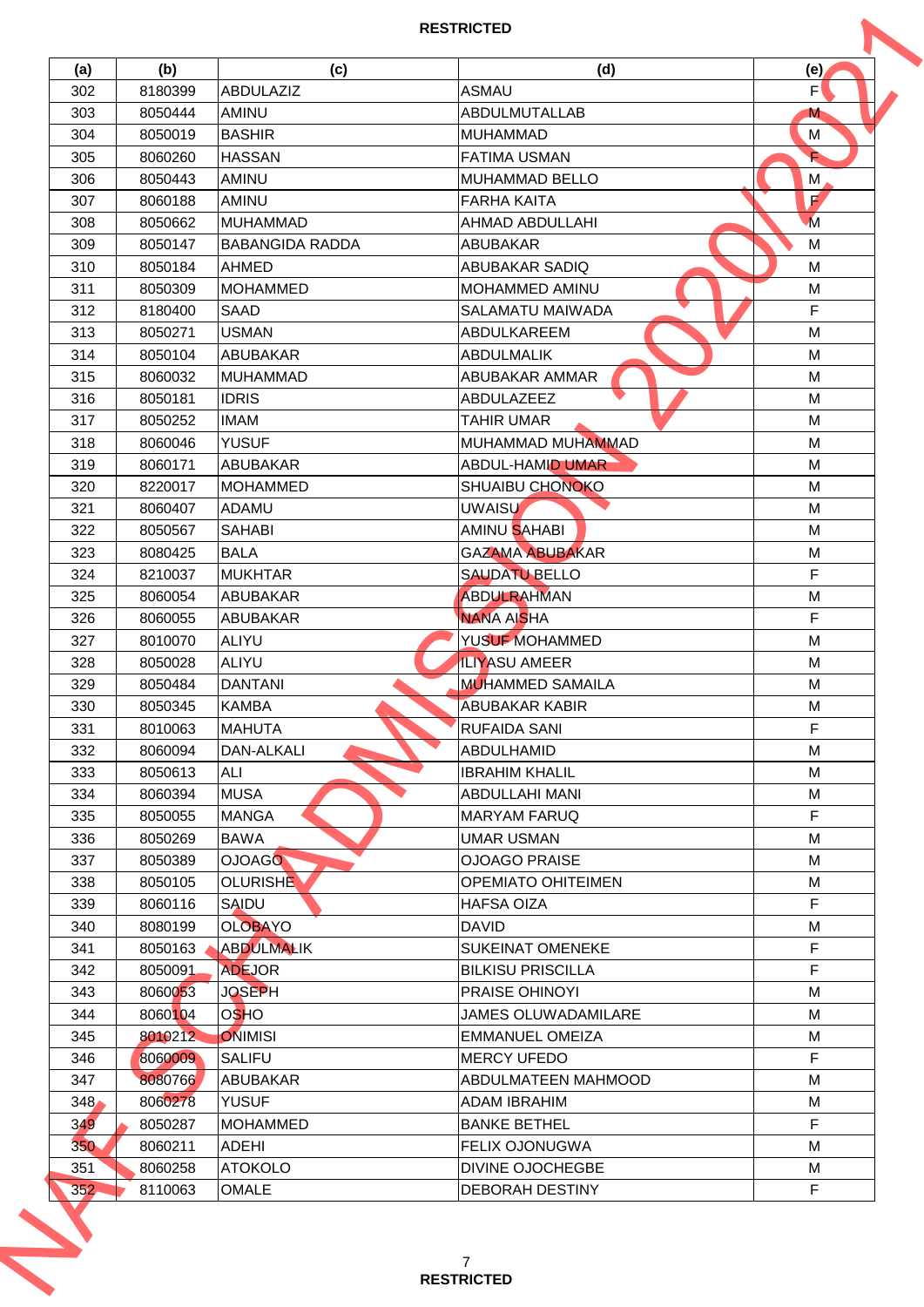RESTRICTED

| (a) | (b) | (c) | (d) | (e) |
|---|---|---|---|---|
| 302 | 8180399 | ABDULAZIZ | ASMAU | F |
| 303 | 8050444 | AMINU | ABDULMUTALLAB | M |
| 304 | 8050019 | BASHIR | MUHAMMAD | M |
| 305 | 8060260 | HASSAN | FATIMA USMAN | F |
| 306 | 8050443 | AMINU | MUHAMMAD BELLO | M |
| 307 | 8060188 | AMINU | FARHA KAITA | F |
| 308 | 8050662 | MUHAMMAD | AHMAD ABDULLAHI | M |
| 309 | 8050147 | BABANGIDA RADDA | ABUBAKAR | M |
| 310 | 8050184 | AHMED | ABUBAKAR SADIQ | M |
| 311 | 8050309 | MOHAMMED | MOHAMMED AMINU | M |
| 312 | 8180400 | SAAD | SALAMATU MAIWADA | F |
| 313 | 8050271 | USMAN | ABDULKAREEM | M |
| 314 | 8050104 | ABUBAKAR | ABDULMALIK | M |
| 315 | 8060032 | MUHAMMAD | ABUBAKAR AMMAR | M |
| 316 | 8050181 | IDRIS | ABDULAZEEZ | M |
| 317 | 8050252 | IMAM | TAHIR UMAR | M |
| 318 | 8060046 | YUSUF | MUHAMMAD MUHAMMAD | M |
| 319 | 8060171 | ABUBAKAR | ABDUL-HAMID UMAR | M |
| 320 | 8220017 | MOHAMMED | SHUAIBU CHONOKO | M |
| 321 | 8060407 | ADAMU | UWAISU | M |
| 322 | 8050567 | SAHABI | AMINU SAHABI | M |
| 323 | 8080425 | BALA | GAZAMA ABUBAKAR | M |
| 324 | 8210037 | MUKHTAR | SAUDATU BELLO | F |
| 325 | 8060054 | ABUBAKAR | ABDULRAHMAN | M |
| 326 | 8060055 | ABUBAKAR | NANA AISHA | F |
| 327 | 8010070 | ALIYU | YUSUF MOHAMMED | M |
| 328 | 8050028 | ALIYU | ILIYASU AMEER | M |
| 329 | 8050484 | DANTANI | MUHAMMED SAMAILA | M |
| 330 | 8050345 | KAMBA | ABUBAKAR KABIR | M |
| 331 | 8010063 | MAHUTA | RUFAIDA SANI | F |
| 332 | 8060094 | DAN-ALKALI | ABDULHAMID | M |
| 333 | 8050613 | ALI | IBRAHIM KHALIL | M |
| 334 | 8060394 | MUSA | ABDULLAHI MANI | M |
| 335 | 8050055 | MANGA | MARYAM FARUQ | F |
| 336 | 8050269 | BAWA | UMAR USMAN | M |
| 337 | 8050389 | OJOAGO | OJOAGO PRAISE | M |
| 338 | 8050105 | OLURISHE | OPEMIATO OHITEIMEN | M |
| 339 | 8060116 | SAIDU | HAFSA OIZA | F |
| 340 | 8080199 | OLOBAYO | DAVID | M |
| 341 | 8050163 | ABDULMALIK | SUKEINAT OMENEKE | F |
| 342 | 8050091 | ADEJOR | BILKISU PRISCILLA | F |
| 343 | 8060053 | JOSEPH | PRAISE OHINOYI | M |
| 344 | 8060104 | OSHO | JAMES OLUWADAMILARE | M |
| 345 | 8010212 | ONIMISI | EMMANUEL OMEIZA | M |
| 346 | 8060009 | SALIFU | MERCY UFEDO | F |
| 347 | 8080766 | ABUBAKAR | ABDULMATEEN MAHMOOD | M |
| 348 | 8060278 | YUSUF | ADAM IBRAHIM | M |
| 349 | 8050287 | MOHAMMED | BANKE BETHEL | F |
| 350 | 8060211 | ADEHI | FELIX OJONUGWA | M |
| 351 | 8060258 | ATOKOLO | DIVINE OJOCHEGBE | M |
| 352 | 8110063 | OMALE | DEBORAH DESTINY | F |

RESTRICTED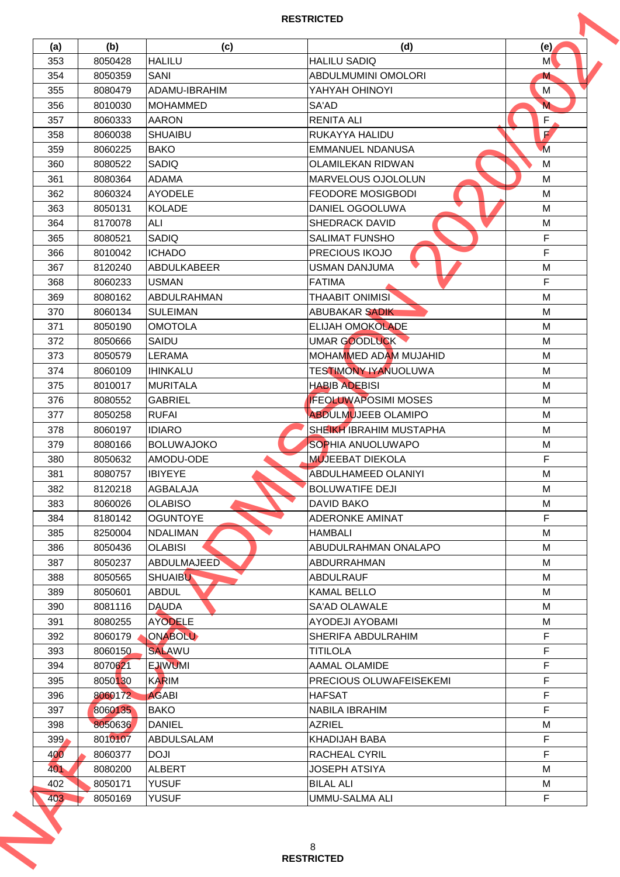| (a) | (b) | (c) | (d) | (e) |
|---|---|---|---|---|
| 353 | 8050428 | HALILU | HALILU SADIQ | M |
| 354 | 8050359 | SANI | ABDULMUMINI OMOLORI | M |
| 355 | 8080479 | ADAMU-IBRAHIM | YAHYAH OHINOYI | M |
| 356 | 8010030 | MOHAMMED | SA'AD | M |
| 357 | 8060333 | AARON | RENITA ALI | F |
| 358 | 8060038 | SHUAIBU | RUKAYYA HALIDU | F |
| 359 | 8060225 | BAKO | EMMANUEL NDANUSA | M |
| 360 | 8080522 | SADIQ | OLAMILEKAN RIDWAN | M |
| 361 | 8080364 | ADAMA | MARVELOUS OJOLOLUN | M |
| 362 | 8060324 | AYODELE | FEODORE MOSIGBODI | M |
| 363 | 8050131 | KOLADE | DANIEL OGOOLUWA | M |
| 364 | 8170078 | ALI | SHEDRACK DAVID | M |
| 365 | 8080521 | SADIQ | SALIMAT FUNSHO | F |
| 366 | 8010042 | ICHADO | PRECIOUS IKOJO | F |
| 367 | 8120240 | ABDULKABEER | USMAN DANJUMA | M |
| 368 | 8060233 | USMAN | FATIMA | F |
| 369 | 8080162 | ABDULRAHMAN | THAABIT ONIMISI | M |
| 370 | 8060134 | SULEIMAN | ABUBAKAR SADIK | M |
| 371 | 8050190 | OMOTOLA | ELIJAH OMOKOLADE | M |
| 372 | 8050666 | SAIDU | UMAR GOODLUCK | M |
| 373 | 8050579 | LERAMA | MOHAMMED ADAM MUJAHID | M |
| 374 | 8060109 | IHINKALU | TESTIMONY IYANUOLUWA | M |
| 375 | 8010017 | MURITALA | HABIB ADEBISI | M |
| 376 | 8080552 | GABRIEL | IFEOLUWAPOSIMI MOSES | M |
| 377 | 8050258 | RUFAI | ABDULMUJEEB OLAMIPO | M |
| 378 | 8060197 | IDIARO | SHEIKH IBRAHIM MUSTAPHA | M |
| 379 | 8080166 | BOLUWAJOKO | SOPHIA ANUOLUWAPO | M |
| 380 | 8050632 | AMODU-ODE | MUJEEBAT DIEKOLA | F |
| 381 | 8080757 | IBIYEYE | ABDULHAMEED OLANIYI | M |
| 382 | 8120218 | AGBALAJA | BOLUWATIFE DEJI | M |
| 383 | 8060026 | OLABISO | DAVID BAKO | M |
| 384 | 8180142 | OGUNTOYE | ADERONKE AMINAT | F |
| 385 | 8250004 | NDALIMAN | HAMBALI | M |
| 386 | 8050436 | OLABISI | ABUDULRAHMAN ONALAPO | M |
| 387 | 8050237 | ABDULMAJEED | ABDURRAHMAN | M |
| 388 | 8050565 | SHUAIBU | ABDULRAUF | M |
| 389 | 8050601 | ABDUL | KAMAL BELLO | M |
| 390 | 8081116 | DAUDA | SA'AD OLAWALE | M |
| 391 | 8080255 | AYODELE | AYODEJI AYOBAMI | M |
| 392 | 8060179 | ONABOLU | SHERIFA ABDULRAHIM | F |
| 393 | 8060150 | SALAWU | TITILOLA | F |
| 394 | 8070621 | EJIWUMI | AAMAL OLAMIDE | F |
| 395 | 8050130 | KARIM | PRECIOUS OLUWAFEISEKEMI | F |
| 396 | 8060172 | AGABI | HAFSAT | F |
| 397 | 8060135 | BAKO | NABILA IBRAHIM | F |
| 398 | 8050636 | DANIEL | AZRIEL | M |
| 399 | 8010107 | ABDULSALAM | KHADIJAH BABA | F |
| 400 | 8060377 | DOJI | RACHEAL CYRIL | F |
| 401 | 8080200 | ALBERT | JOSEPH ATSIYA | M |
| 402 | 8050171 | YUSUF | BILAL ALI | M |
| 403 | 8050169 | YUSUF | UMMU-SALMA ALI | F |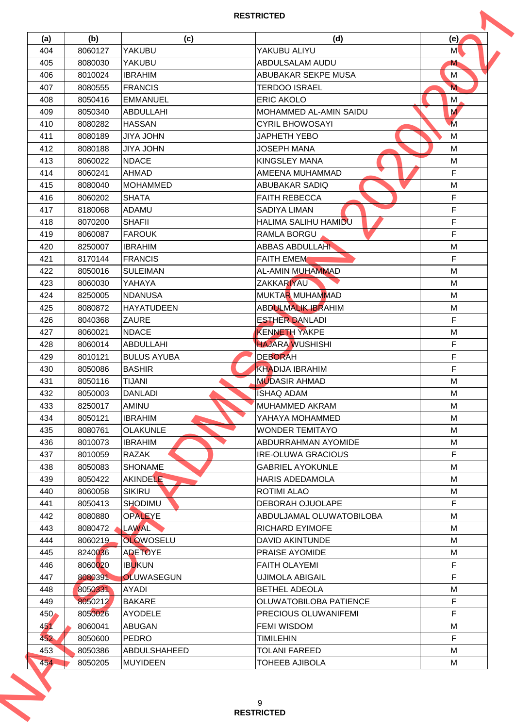| (a) | (b) | (c) | (d) | (e) |
|---|---|---|---|---|
| 404 | 8060127 | YAKUBU | YAKUBU ALIYU | M |
| 405 | 8080030 | YAKUBU | ABDULSALAM AUDU | M |
| 406 | 8010024 | IBRAHIM | ABUBAKAR SEKPE MUSA | M |
| 407 | 8080555 | FRANCIS | TERDOO ISRAEL | M |
| 408 | 8050416 | EMMANUEL | ERIC AKOLO | M |
| 409 | 8050340 | ABDULLAHI | MOHAMMED AL-AMIN SAIDU | M |
| 410 | 8080282 | HASSAN | CYRIL BHOWOSAYI | M |
| 411 | 8080189 | JIYA JOHN | JAPHETH YEBO | M |
| 412 | 8080188 | JIYA JOHN | JOSEPH MANA | M |
| 413 | 8060022 | NDACE | KINGSLEY MANA | M |
| 414 | 8060241 | AHMAD | AMEENA MUHAMMAD | F |
| 415 | 8080040 | MOHAMMED | ABUBAKAR SADIQ | M |
| 416 | 8060202 | SHATA | FAITH REBECCA | F |
| 417 | 8180068 | ADAMU | SADIYA LIMAN | F |
| 418 | 8070200 | SHAFII | HALIMA SALIHU HAMIDU | F |
| 419 | 8060087 | FAROUK | RAMLA BORGU | F |
| 420 | 8250007 | IBRAHIM | ABBAS ABDULLAHI | M |
| 421 | 8170144 | FRANCIS | FAITH EMEM | F |
| 422 | 8050016 | SULEIMAN | AL-AMIN MUHAMMAD | M |
| 423 | 8060030 | YAHAYA | ZAKKARIYAU | M |
| 424 | 8250005 | NDANUSA | MUKTAR MUHAMMAD | M |
| 425 | 8080872 | HAYATUDEEN | ABDULMALIK IBRAHIM | M |
| 426 | 8040368 | ZAURE | ESTHER DANLADI | F |
| 427 | 8060021 | NDACE | KENNETH YAKPE | M |
| 428 | 8060014 | ABDULLAHI | HAJARA WUSHISHI | F |
| 429 | 8010121 | BULUS AYUBA | DEBORAH | F |
| 430 | 8050086 | BASHIR | KHADIJA IBRAHIM | F |
| 431 | 8050116 | TIJANI | MUDASIR AHMAD | M |
| 432 | 8050003 | DANLADI | ISHAQ ADAM | M |
| 433 | 8250017 | AMINU | MUHAMMED AKRAM | M |
| 434 | 8050121 | IBRAHIM | YAHAYA MOHAMMED | M |
| 435 | 8080761 | OLAKUNLE | WONDER TEMITAYO | M |
| 436 | 8010073 | IBRAHIM | ABDURRAHMAN AYOMIDE | M |
| 437 | 8010059 | RAZAK | IRE-OLUWA GRACIOUS | F |
| 438 | 8050083 | SHONAME | GABRIEL AYOKUNLE | M |
| 439 | 8050422 | AKINDELE | HARIS ADEDAMOLA | M |
| 440 | 8060058 | SIKIRU | ROTIMI ALAO | M |
| 441 | 8050413 | SHODIMU | DEBORAH OJUOLAPE | F |
| 442 | 8080880 | OPALEYE | ABDULJAMAL OLUWATOBILOBA | M |
| 443 | 8080472 | LAWAL | RICHARD EYIMOFE | M |
| 444 | 8060219 | OLOWOSELU | DAVID AKINTUNDE | M |
| 445 | 8240036 | ADETOYE | PRAISE AYOMIDE | M |
| 446 | 8060020 | IBUKUN | FAITH OLAYEMI | F |
| 447 | 8080391 | OLUWASEGUN | UJIMOLA ABIGAIL | F |
| 448 | 8050331 | AYADI | BETHEL ADEOLA | M |
| 449 | 8050212 | BAKARE | OLUWATOBILOBA PATIENCE | F |
| 450 | 8050026 | AYODELE | PRECIOUS OLUWANIFEMI | F |
| 451 | 8060041 | ABUGAN | FEMI WISDOM | M |
| 452 | 8050600 | PEDRO | TIMILEHIN | F |
| 453 | 8050386 | ABDULSHAHEED | TOLANI FAREED | M |
| 454 | 8050205 | MUYIDEEN | TOHEEB AJIBOLA | M |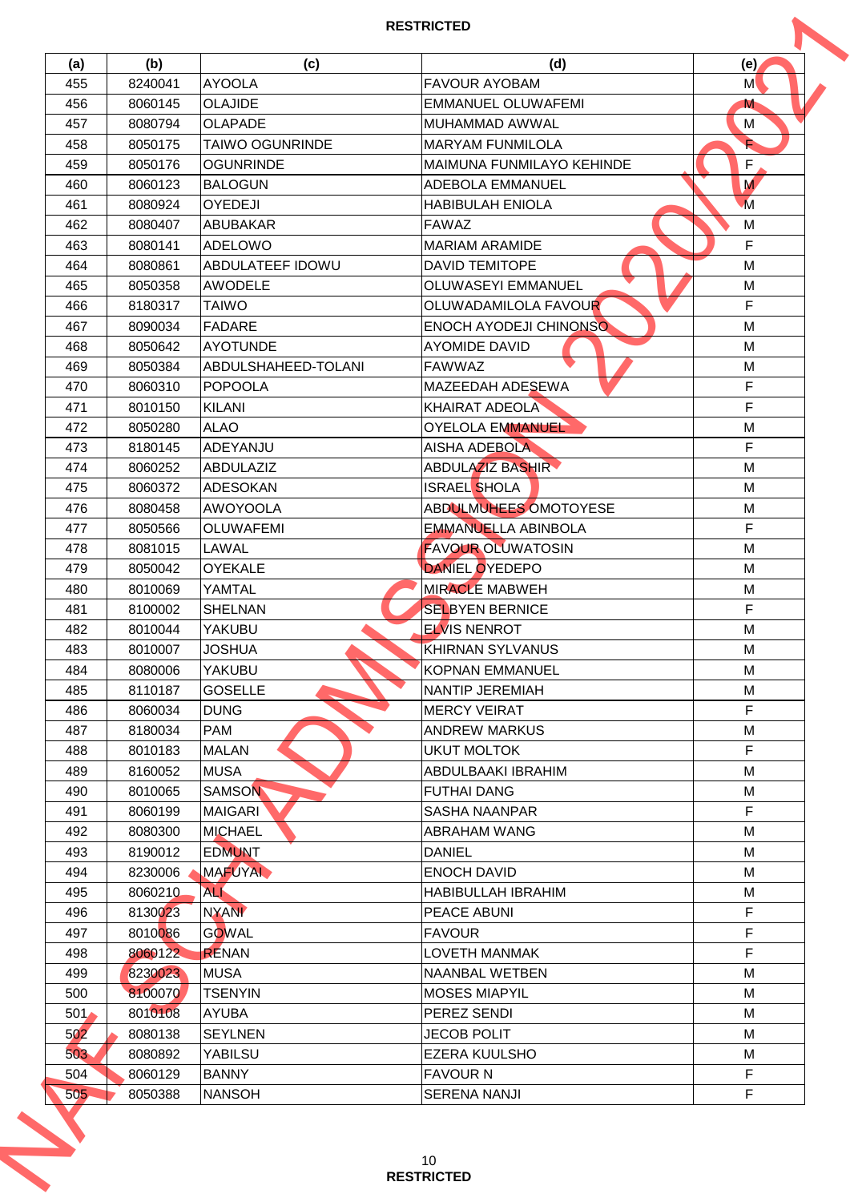**RESTRICTED**

| (a) | (b) | (c) | (d) | (e) |
|---|---|---|---|---|
| 455 | 8240041 | AYOOLA | FAVOUR AYOBAM | M |
| 456 | 8060145 | OLAJIDE | EMMANUEL OLUWAFEMI | M |
| 457 | 8080794 | OLAPADE | MUHAMMAD AWWAL | M |
| 458 | 8050175 | TAIWO OGUNRINDE | MARYAM FUNMILOLA | F |
| 459 | 8050176 | OGUNRINDE | MAIMUNA FUNMILAYO KEHINDE | F |
| 460 | 8060123 | BALOGUN | ADEBOLA EMMANUEL | M |
| 461 | 8080924 | OYEDEJI | HABIBULAH ENIOLA | M |
| 462 | 8080407 | ABUBAKAR | FAWAZ | M |
| 463 | 8080141 | ADELOWO | MARIAM ARAMIDE | F |
| 464 | 8080861 | ABDULATEEF IDOWU | DAVID TEMITOPE | M |
| 465 | 8050358 | AWODELE | OLUWASEYI EMMANUEL | M |
| 466 | 8180317 | TAIWO | OLUWADAMILOLA FAVOUR | F |
| 467 | 8090034 | FADARE | ENOCH AYODEJI CHINONSO | M |
| 468 | 8050642 | AYOTUNDE | AYOMIDE DAVID | M |
| 469 | 8050384 | ABDULSHAHEED-TOLANI | FAWWAZ | M |
| 470 | 8060310 | POPOOLA | MAZEEDAH ADESEWA | F |
| 471 | 8010150 | KILANI | KHAIRAT ADEOLA | F |
| 472 | 8050280 | ALAO | OYELOLA EMMANUEL | M |
| 473 | 8180145 | ADEYANJU | AISHA ADEBOLA | F |
| 474 | 8060252 | ABDULAZIZ | ABDULAZIZ BASHIR | M |
| 475 | 8060372 | ADESOKAN | ISRAEL SHOLA | M |
| 476 | 8080458 | AWOYOOLA | ABDULMUHEES OMOTOYESE | M |
| 477 | 8050566 | OLUWAFEMI | EMMANUELLA ABINBOLA | F |
| 478 | 8081015 | LAWAL | FAVOUR OLUWATOSIN | M |
| 479 | 8050042 | OYEKALE | DANIEL OYEDEPO | M |
| 480 | 8010069 | YAMTAL | MIRACLE MABWEH | M |
| 481 | 8100002 | SHELNAN | SELBYEN BERNICE | F |
| 482 | 8010044 | YAKUBU | ELVIS NENROT | M |
| 483 | 8010007 | JOSHUA | KHIRNAN SYLVANUS | M |
| 484 | 8080006 | YAKUBU | KOPNAN EMMANUEL | M |
| 485 | 8110187 | GOSELLE | NANTIP JEREMIAH | M |
| 486 | 8060034 | DUNG | MERCY VEIRAT | F |
| 487 | 8180034 | PAM | ANDREW MARKUS | M |
| 488 | 8010183 | MALAN | UKUT MOLTOK | F |
| 489 | 8160052 | MUSA | ABDULBAAKI IBRAHIM | M |
| 490 | 8010065 | SAMSON | FUTHAI DANG | M |
| 491 | 8060199 | MAIGARI | SASHA NAANPAR | F |
| 492 | 8080300 | MICHAEL | ABRAHAM WANG | M |
| 493 | 8190012 | EDMUNT | DANIEL | M |
| 494 | 8230006 | MAFUYAI | ENOCH DAVID | M |
| 495 | 8060210 | ALI | HABIBULLAH IBRAHIM | M |
| 496 | 8130023 | NYANI | PEACE ABUNI | F |
| 497 | 8010086 | GOWAL | FAVOUR | F |
| 498 | 8060122 | RENAN | LOVETH MANMAK | F |
| 499 | 8230023 | MUSA | NAANBAL WETBEN | M |
| 500 | 8100070 | TSENYIN | MOSES MIAPYIL | M |
| 501 | 8010108 | AYUBA | PEREZ SENDI | M |
| 502 | 8080138 | SEYLNEN | JECOB POLIT | M |
| 503 | 8080892 | YABILSU | EZERA KUULSHO | M |
| 504 | 8060129 | BANNY | FAVOUR N | F |
| 505 | 8050388 | NANSOH | SERENA NANJI | F |

**RESTRICTED**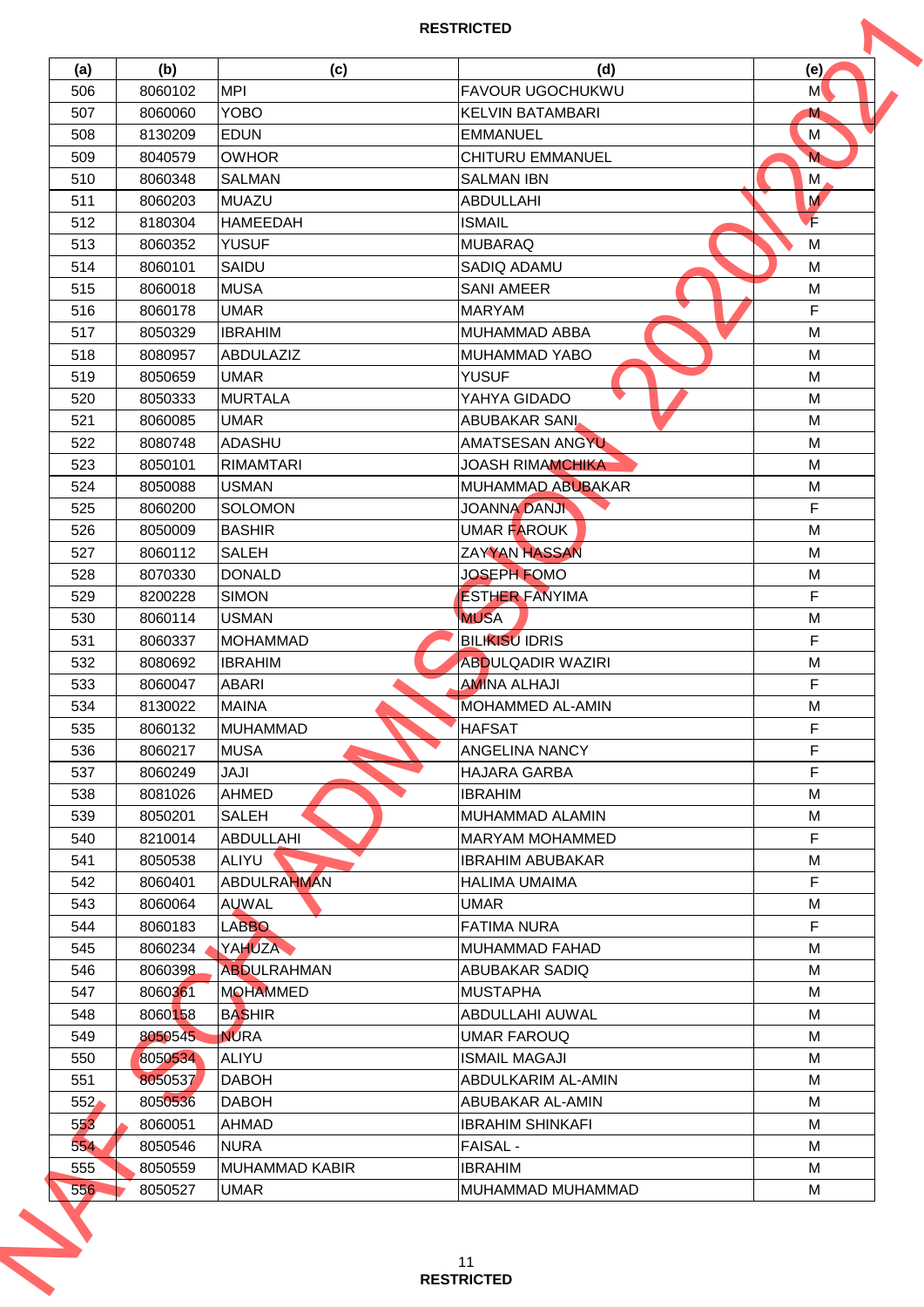| (a) | (b) | (c) | (d) | (e) |
|---|---|---|---|---|
| 506 | 8060102 | MPI | FAVOUR UGOCHUKWU | M |
| 507 | 8060060 | YOBO | KELVIN BATAMBARI | M |
| 508 | 8130209 | EDUN | EMMANUEL | M |
| 509 | 8040579 | OWHOR | CHITURU EMMANUEL | M |
| 510 | 8060348 | SALMAN | SALMAN IBN | M |
| 511 | 8060203 | MUAZU | ABDULLAHI | M |
| 512 | 8180304 | HAMEEDAH | ISMAIL | F |
| 513 | 8060352 | YUSUF | MUBARAQ | M |
| 514 | 8060101 | SAIDU | SADIQ ADAMU | M |
| 515 | 8060018 | MUSA | SANI AMEER | M |
| 516 | 8060178 | UMAR | MARYAM | F |
| 517 | 8050329 | IBRAHIM | MUHAMMAD ABBA | M |
| 518 | 8080957 | ABDULAZIZ | MUHAMMAD YABO | M |
| 519 | 8050659 | UMAR | YUSUF | M |
| 520 | 8050333 | MURTALA | YAHYA GIDADO | M |
| 521 | 8060085 | UMAR | ABUBAKAR SANI | M |
| 522 | 8080748 | ADASHU | AMATSESAN ANGYU | M |
| 523 | 8050101 | RIMAMTARI | JOASH RIMAMCHIKA | M |
| 524 | 8050088 | USMAN | MUHAMMAD ABUBAKAR | M |
| 525 | 8060200 | SOLOMON | JOANNA DANJI | F |
| 526 | 8050009 | BASHIR | UMAR FAROUK | M |
| 527 | 8060112 | SALEH | ZAYYAN HASSAN | M |
| 528 | 8070330 | DONALD | JOSEPH FOMO | M |
| 529 | 8200228 | SIMON | ESTHER FANYIMA | F |
| 530 | 8060114 | USMAN | MUSA | M |
| 531 | 8060337 | MOHAMMAD | BILIKISU IDRIS | F |
| 532 | 8080692 | IBRAHIM | ABDULQADIR WAZIRI | M |
| 533 | 8060047 | ABARI | AMINA ALHAJI | F |
| 534 | 8130022 | MAINA | MOHAMMED AL-AMIN | M |
| 535 | 8060132 | MUHAMMAD | HAFSAT | F |
| 536 | 8060217 | MUSA | ANGELINA NANCY | F |
| 537 | 8060249 | JAJI | HAJARA GARBA | F |
| 538 | 8081026 | AHMED | IBRAHIM | M |
| 539 | 8050201 | SALEH | MUHAMMAD ALAMIN | M |
| 540 | 8210014 | ABDULLAHI | MARYAM MOHAMMED | F |
| 541 | 8050538 | ALIYU | IBRAHIM ABUBAKAR | M |
| 542 | 8060401 | ABDULRAHMAN | HALIMA UMAIMA | F |
| 543 | 8060064 | AUWAL | UMAR | M |
| 544 | 8060183 | LABBO | FATIMA NURA | F |
| 545 | 8060234 | YAHUZA | MUHAMMAD FAHAD | M |
| 546 | 8060398 | ABDULRAHMAN | ABUBAKAR SADIQ | M |
| 547 | 8060361 | MOHAMMED | MUSTAPHA | M |
| 548 | 8060158 | BASHIR | ABDULLAHI AUWAL | M |
| 549 | 8050545 | NURA | UMAR FAROUQ | M |
| 550 | 8050534 | ALIYU | ISMAIL MAGAJI | M |
| 551 | 8050537 | DABOH | ABDULKARIM AL-AMIN | M |
| 552 | 8050536 | DABOH | ABUBAKAR AL-AMIN | M |
| 553 | 8060051 | AHMAD | IBRAHIM SHINKAFI | M |
| 554 | 8050546 | NURA | FAISAL - | M |
| 555 | 8050559 | MUHAMMAD KABIR | IBRAHIM | M |
| 556 | 8050527 | UMAR | MUHAMMAD MUHAMMAD | M |